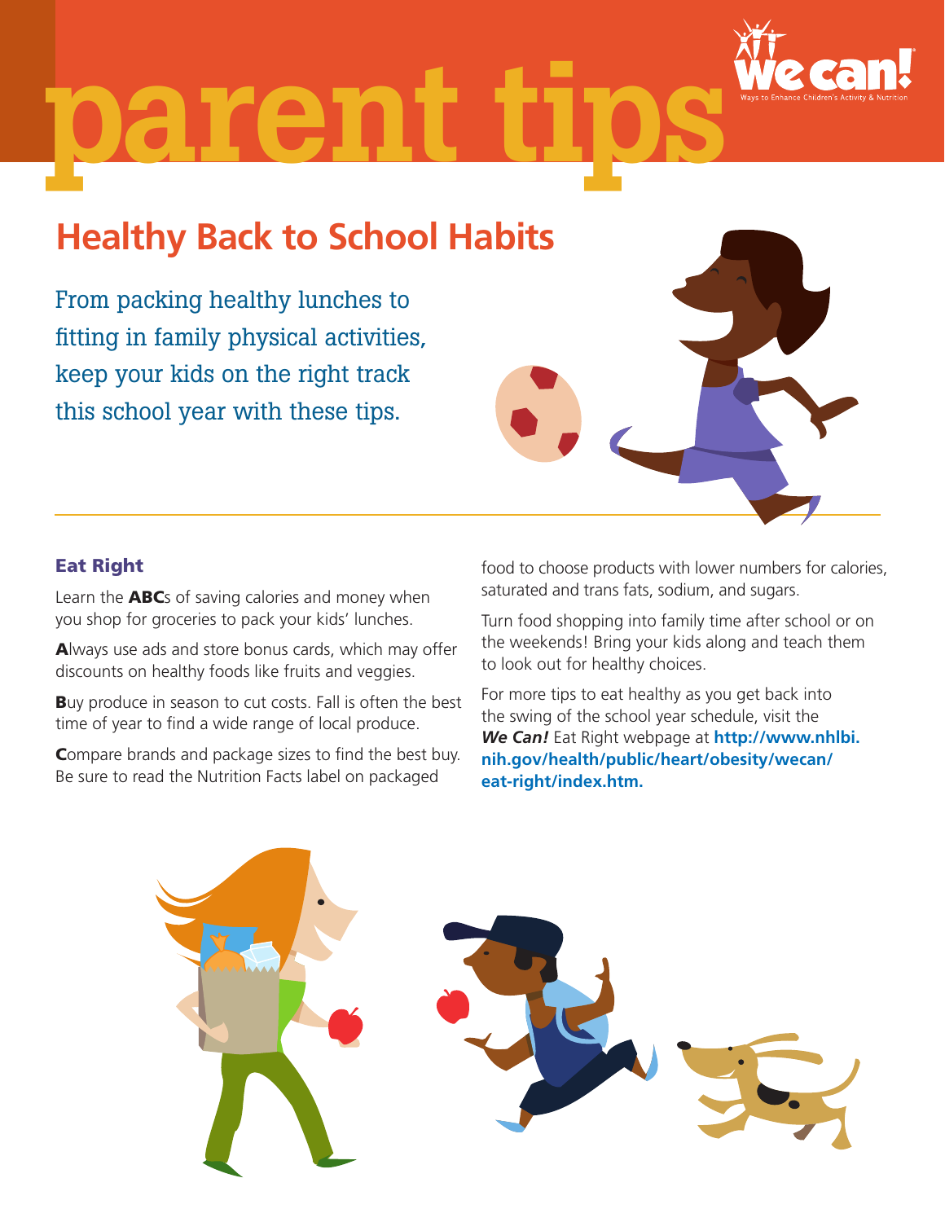# parent tips

We Can! Ways to Enhance Children's Activity & Nutrition

## Healthy Back to School Habits

From packing healthy lunches to fitting in family physical activities, keep your kids on the right track this school year with these tips.

### Eat Right

Learn the **ABC**s of saving calories and money when you shop for groceries to pack your kids' lunches.

**A**lways use ads and store bonus cards, which may offer discounts on healthy foods like fruits and veggies.

**B**uy produce in season to cut costs. Fall is often the best time of year to find a wide range of local produce.

**C**ompare brands and package sizes to find the best buy. Be sure to read the Nutrition Facts label on packaged food to choose products with lower numbers for calories, saturated and trans fats, sodium, and sugars.

Turn food shopping into family time after school or on the weekends! Bring your kids along and teach them to look out for healthy choices.

For more tips to eat healthy as you get back into the swing of the school year schedule, visit the ***We Can!*** Eat Right webpage at **http://www.nhlbi.nih.gov/health/public/heart/obesity/wecan/eat-right/index.htm.**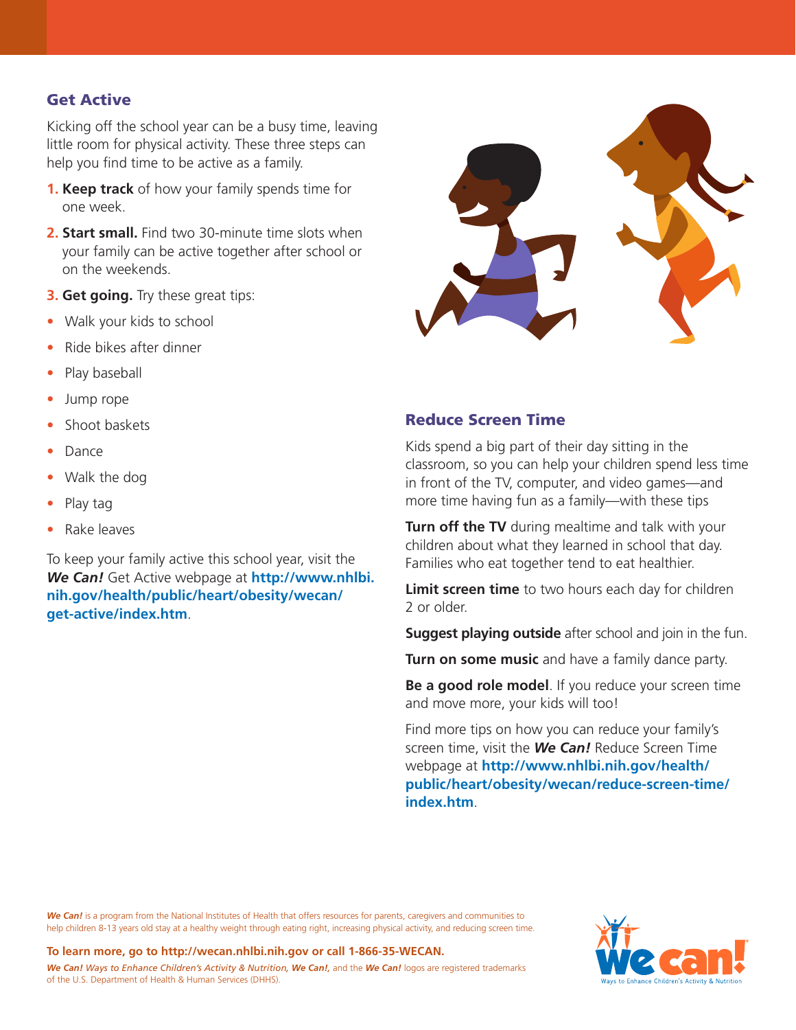## Get Active

Kicking off the school year can be a busy time, leaving little room for physical activity. These three steps can help you find time to be active as a family.

1. **Keep track** of how your family spends time for one week.
2. **Start small.** Find two 30-minute time slots when your family can be active together after school or on the weekends.
3. **Get going.** Try these great tips:

- Walk your kids to school
- Ride bikes after dinner
- Play baseball
- Jump rope
- Shoot baskets
- Dance
- Walk the dog
- Play tag
- Rake leaves

To keep your family active this school year, visit the ***We Can!*** Get Active webpage at **http://www.nhlbi.nih.gov/health/public/heart/obesity/wecan/get-active/index.htm**.

## Reduce Screen Time

Kids spend a big part of their day sitting in the classroom, so you can help your children spend less time in front of the TV, computer, and video games—and more time having fun as a family—with these tips

**Turn off the TV** during mealtime and talk with your children about what they learned in school that day. Families who eat together tend to eat healthier.

**Limit screen time** to two hours each day for children 2 or older.

**Suggest playing outside** after school and join in the fun.

**Turn on some music** and have a family dance party.

**Be a good role model**. If you reduce your screen time and move more, your kids will too!

Find more tips on how you can reduce your family's screen time, visit the ***We Can!*** Reduce Screen Time webpage at **http://www.nhlbi.nih.gov/health/public/heart/obesity/wecan/reduce-screen-time/index.htm**.

***We Can!*** is a program from the National Institutes of Health that offers resources for parents, caregivers and communities to help children 8-13 years old stay at a healthy weight through eating right, increasing physical activity, and reducing screen time.

**To learn more, go to http://wecan.nhlbi.nih.gov or call 1-866-35-WECAN.**

***We Can!*** *Ways to Enhance Children's Activity & Nutrition,* ***We Can!,*** and the ***We Can!*** logos are registered trademarks of the U.S. Department of Health & Human Services (DHHS).

we can! Ways to Enhance Children's Activity & Nutrition